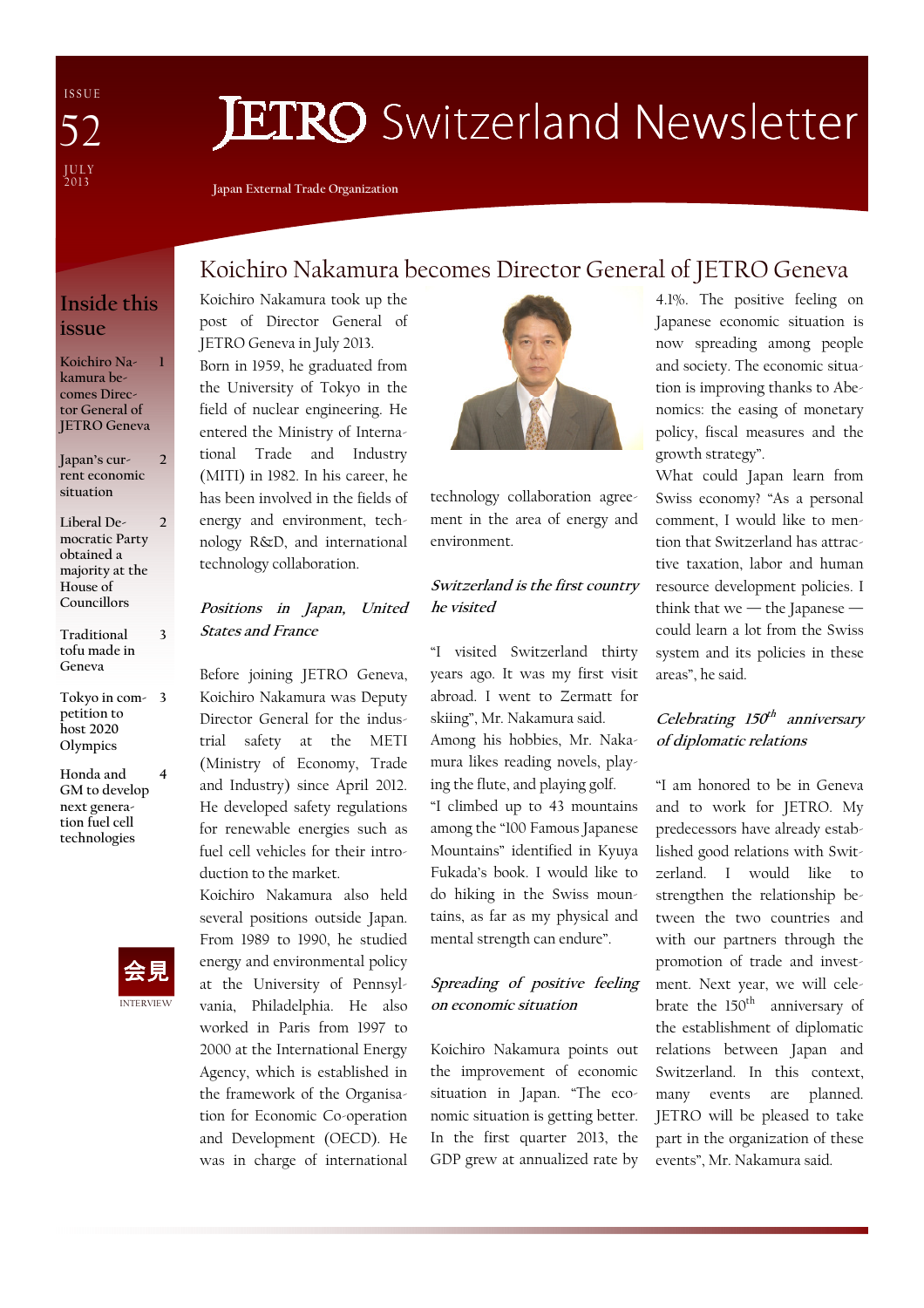ISSUE 52

JULY 2013

# JETRO Switzerland Newsletter

Japan External Trade Organization

## Inside this issue

- Koichiro Nakamura becomes Director General of JETRO Geneva — 1
- Japan's current economic situation — 2
- Liberal Democratic Party obtained a majority at the House of Councillors — 2
- Traditional tofu made in Geneva — 3
- Tokyo in competition to host 2020 Olympics — 3
- Honda and GM to develop next generation fuel cell technologies — 4

会見

INTERVIEW

## Koichiro Nakamura becomes Director General of JETRO Geneva

Koichiro Nakamura took up the post of Director General of JETRO Geneva in July 2013.

Born in 1959, he graduated from the University of Tokyo in the field of nuclear engineering. He entered the Ministry of International Trade and Industry (MITI) in 1982. In his career, he has been involved in the fields of energy and environment, technology R&D, and international technology collaboration.

### *Positions in Japan, United States and France*

Before joining JETRO Geneva, Koichiro Nakamura was Deputy Director General for the industrial safety at the METI (Ministry of Economy, Trade and Industry) since April 2012. He developed safety regulations for renewable energies such as fuel cell vehicles for their introduction to the market.

Koichiro Nakamura also held several positions outside Japan. From 1989 to 1990, he studied energy and environmental policy at the University of Pennsylvania, Philadelphia. He also worked in Paris from 1997 to 2000 at the International Energy Agency, which is established in the framework of the Organisation for Economic Co-operation and Development (OECD). He was in charge of international technology collaboration agreement in the area of energy and environment.

### *Switzerland is the first country he visited*

"I visited Switzerland thirty years ago. It was my first visit abroad. I went to Zermatt for skiing", Mr. Nakamura said. Among his hobbies, Mr. Nakamura likes reading novels, playing the flute, and playing golf.

"I climbed up to 43 mountains among the "100 Famous Japanese Mountains" identified in Kyuya Fukada's book. I would like to do hiking in the Swiss mountains, as far as my physical and mental strength can endure".

### *Spreading of positive feeling on economic situation*

Koichiro Nakamura points out the improvement of economic situation in Japan. "The economic situation is getting better. In the first quarter 2013, the GDP grew at annualized rate by 4.1%. The positive feeling on Japanese economic situation is now spreading among people and society. The economic situation is improving thanks to Abenomics: the easing of monetary policy, fiscal measures and the growth strategy".

What could Japan learn from Swiss economy? "As a personal comment, I would like to mention that Switzerland has attractive taxation, labor and human resource development policies. I think that we — the Japanese — could learn a lot from the Swiss system and its policies in these areas", he said.

### *Celebrating 150th anniversary of diplomatic relations*

"I am honored to be in Geneva and to work for JETRO. My predecessors have already established good relations with Switzerland. I would like to strengthen the relationship between the two countries and with our partners through the promotion of trade and investment. Next year, we will celebrate the 150th anniversary of the establishment of diplomatic relations between Japan and Switzerland. In this context, many events are planned. JETRO will be pleased to take part in the organization of these events", Mr. Nakamura said.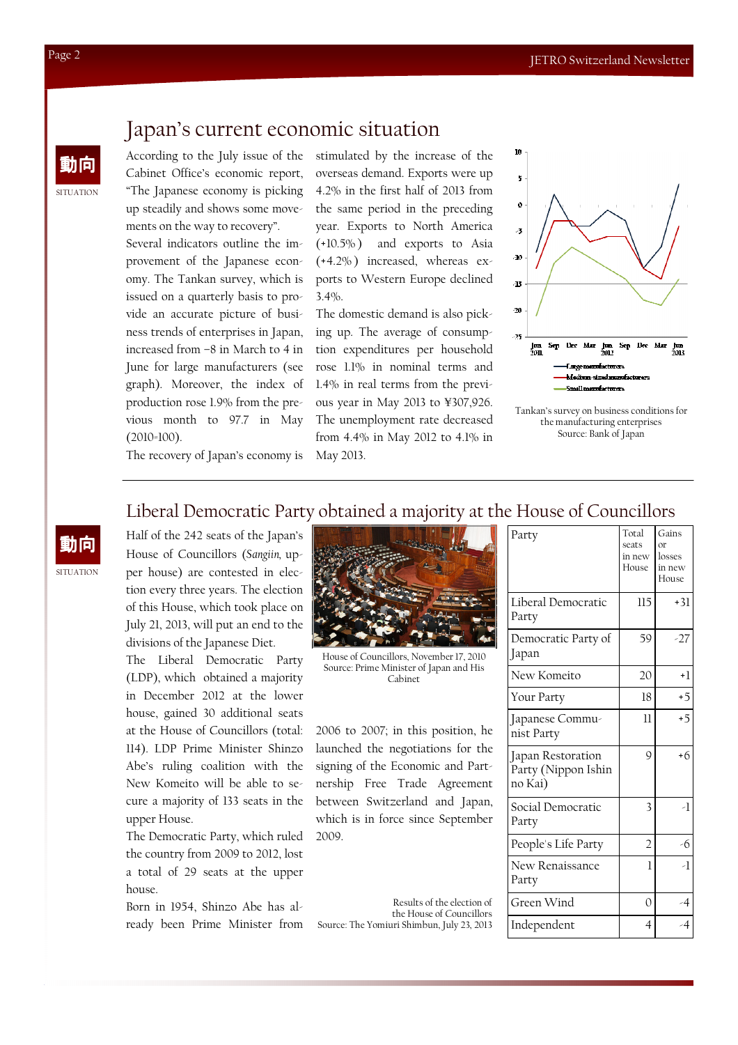# Japan's current economic situation

動向
SITUATION

According to the July issue of the Cabinet Office's economic report, "The Japanese economy is picking up steadily and shows some movements on the way to recovery".

Several indicators outline the improvement of the Japanese economy. The Tankan survey, which is issued on a quarterly basis to provide an accurate picture of business trends of enterprises in Japan, increased from −8 in March to 4 in June for large manufacturers (see graph). Moreover, the index of production rose 1.9% from the previous month to 97.7 in May (2010=100).

The recovery of Japan's economy is stimulated by the increase of the overseas demand. Exports were up 4.2% in the first half of 2013 from the same period in the preceding year. Exports to North America (+10.5%) and exports to Asia (+4.2%) increased, whereas exports to Western Europe declined 3.4%.

The domestic demand is also picking up. The average of consumption expenditures per household rose 1.1% in nominal terms and 1.4% in real terms from the previous year in May 2013 to ¥307,926. The unemployment rate decreased from 4.4% in May 2012 to 4.1% in May 2013.

Tankan's survey on business conditions for the manufacturing enterprises
Source: Bank of Japan

# Liberal Democratic Party obtained a majority at the House of Councillors

動向
SITUATION

Half of the 242 seats of the Japan's House of Councillors (*Sangiin*, upper house) are contested in election every three years. The election of this House, which took place on July 21, 2013, will put an end to the divisions of the Japanese Diet.

The Liberal Democratic Party (LDP), which obtained a majority in December 2012 at the lower house, gained 30 additional seats at the House of Councillors (total: 114). LDP Prime Minister Shinzo Abe's ruling coalition with the New Komeito will be able to secure a majority of 133 seats in the upper House.

The Democratic Party, which ruled the country from 2009 to 2012, lost a total of 29 seats at the upper house.

Born in 1954, Shinzo Abe has already been Prime Minister from 2006 to 2007; in this position, he launched the negotiations for the signing of the Economic and Partnership Free Trade Agreement between Switzerland and Japan, which is in force since September 2009.

House of Councillors, November 17, 2010
Source: Prime Minister of Japan and His Cabinet

| Party | Total seats in new House | Gains or losses in new House |
|---|---|---|
| Liberal Democratic Party | 115 | +31 |
| Democratic Party of Japan | 59 | -27 |
| New Komeito | 20 | +1 |
| Your Party | 18 | +5 |
| Japanese Communist Party | 11 | +5 |
| Japan Restoration Party (Nippon Ishin no Kai) | 9 | +6 |
| Social Democratic Party | 3 | -1 |
| People's Life Party | 2 | -6 |
| New Renaissance Party | 1 | -1 |
| Green Wind | 0 | -4 |
| Independent | 4 | -4 |

Results of the election of the House of Councillors
Source: The Yomiuri Shimbun, July 23, 2013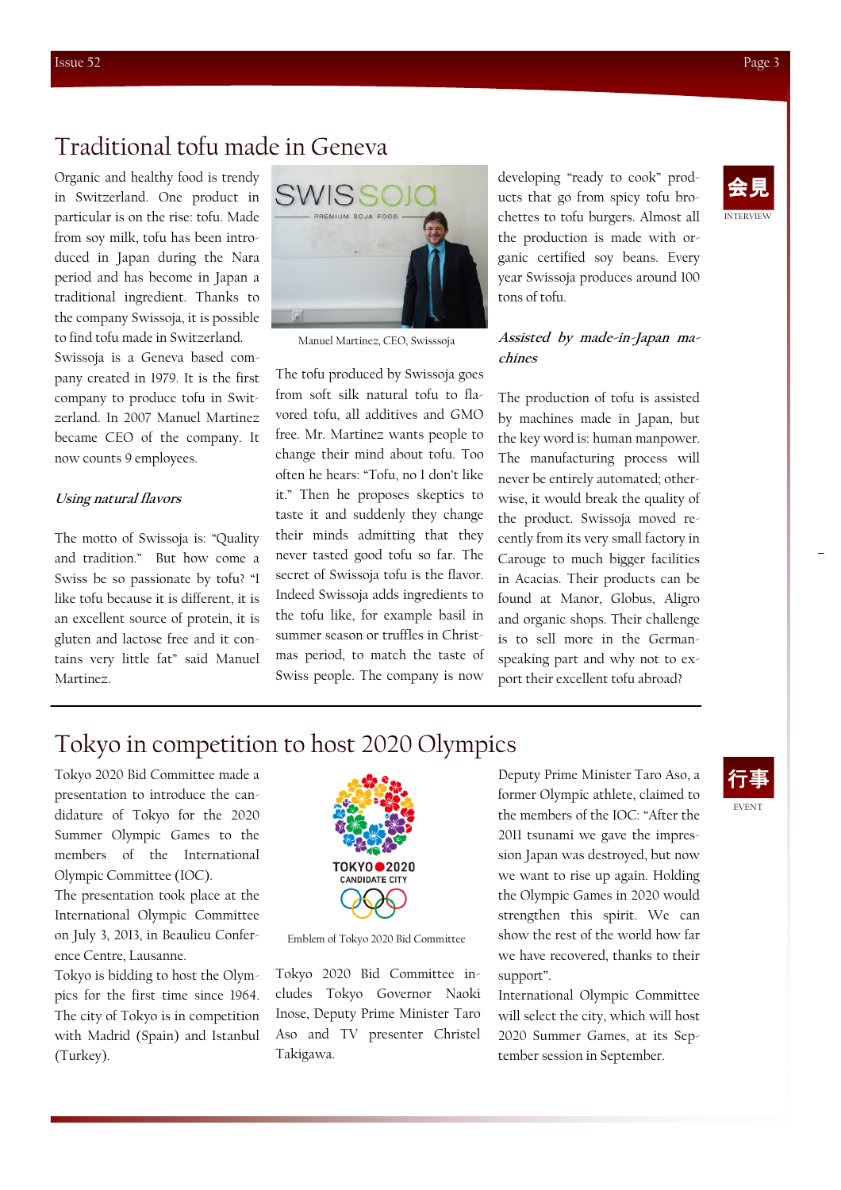# Traditional tofu made in Geneva

会見
INTERVIEW

Organic and healthy food is trendy in Switzerland. One product in particular is on the rise: tofu. Made from soy milk, tofu has been introduced in Japan during the Nara period and has become in Japan a traditional ingredient. Thanks to the company Swissoja, it is possible to find tofu made in Switzerland.

Swissoja is a Geneva based company created in 1979. It is the first company to produce tofu in Switzerland. In 2007 Manuel Martinez became CEO of the company. It now counts 9 employees.

Manuel Martinez, CEO, Swisssoja

### *Using natural flavors*

The motto of Swissoja is: "Quality and tradition." But how come a Swiss be so passionate by tofu? "I like tofu because it is different, it is an excellent source of protein, it is gluten and lactose free and it contains very little fat" said Manuel Martinez.

The tofu produced by Swissoja goes from soft silk natural tofu to flavored tofu, all additives and GMO free. Mr. Martinez wants people to change their mind about tofu. Too often he hears: "Tofu, no I don't like it." Then he proposes skeptics to taste it and suddenly they change their minds admitting that they never tasted good tofu so far. The secret of Swissoja tofu is the flavor. Indeed Swissoja adds ingredients to the tofu like, for example basil in summer season or truffles in Christmas period, to match the taste of Swiss people. The company is now developing "ready to cook" products that go from spicy tofu brochettes to tofu burgers. Almost all the production is made with organic certified soy beans. Every year Swissoja produces around 100 tons of tofu.

### *Assisted by made-in-Japan machines*

The production of tofu is assisted by machines made in Japan, but the key word is: human manpower. The manufacturing process will never be entirely automated; otherwise, it would break the quality of the product. Swissoja moved recently from its very small factory in Carouge to much bigger facilities in Acacias. Their products can be found at Manor, Globus, Aligro and organic shops. Their challenge is to sell more in the German-speaking part and why not to export their excellent tofu abroad?

# Tokyo in competition to host 2020 Olympics

行事
EVENT

Tokyo 2020 Bid Committee made a presentation to introduce the candidature of Tokyo for the 2020 Summer Olympic Games to the members of the International Olympic Committee (IOC).

The presentation took place at the International Olympic Committee on July 3, 2013, in Beaulieu Conference Centre, Lausanne.

Tokyo is bidding to host the Olympics for the first time since 1964. The city of Tokyo is in competition with Madrid (Spain) and Istanbul (Turkey).

Emblem of Tokyo 2020 Bid Committee

Tokyo 2020 Bid Committee includes Tokyo Governor Naoki Inose, Deputy Prime Minister Taro Aso and TV presenter Christel Takigawa.

Deputy Prime Minister Taro Aso, a former Olympic athlete, claimed to the members of the IOC: "After the 2011 tsunami we gave the impression Japan was destroyed, but now we want to rise up again. Holding the Olympic Games in 2020 would strengthen this spirit. We can show the rest of the world how far we have recovered, thanks to their support".

International Olympic Committee will select the city, which will host 2020 Summer Games, at its September session in September.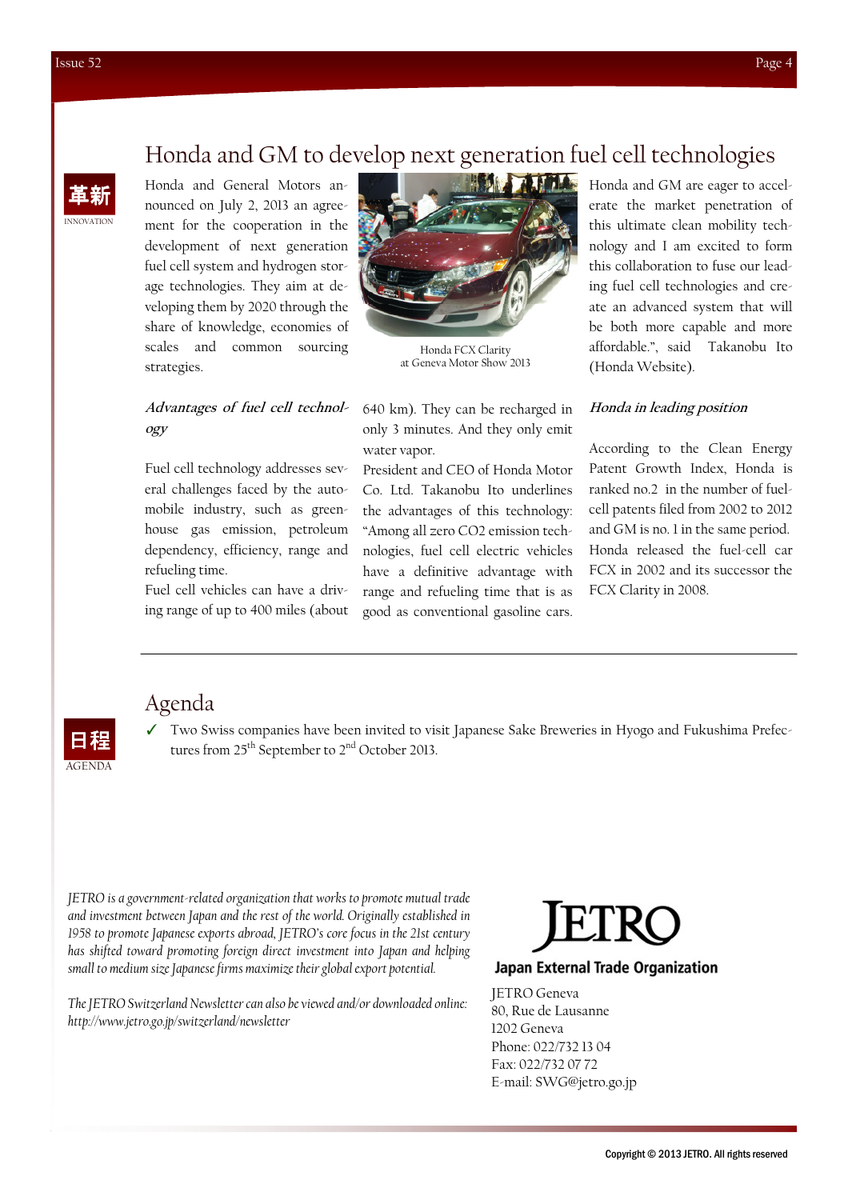# Honda and GM to develop next generation fuel cell technologies

革新
INNOVATION

Honda and General Motors announced on July 2, 2013 an agreement for the cooperation in the development of next generation fuel cell system and hydrogen storage technologies. They aim at developing them by 2020 through the share of knowledge, economies of scales and common sourcing strategies.

Honda FCX Clarity
at Geneva Motor Show 2013

### *Advantages of fuel cell technology*

Fuel cell technology addresses several challenges faced by the automobile industry, such as greenhouse gas emission, petroleum dependency, efficiency, range and refueling time.

Fuel cell vehicles can have a driving range of up to 400 miles (about 640 km). They can be recharged in only 3 minutes. And they only emit water vapor.

President and CEO of Honda Motor Co. Ltd. Takanobu Ito underlines the advantages of this technology: "Among all zero CO2 emission technologies, fuel cell electric vehicles have a definitive advantage with range and refueling time that is as good as conventional gasoline cars. Honda and GM are eager to accelerate the market penetration of this ultimate clean mobility technology and I am excited to form this collaboration to fuse our leading fuel cell technologies and create an advanced system that will be both more capable and more affordable.", said Takanobu Ito (Honda Website).

### *Honda in leading position*

According to the Clean Energy Patent Growth Index, Honda is ranked no.2 in the number of fuel-cell patents filed from 2002 to 2012 and GM is no. 1 in the same period. Honda released the fuel-cell car FCX in 2002 and its successor the FCX Clarity in 2008.

---

# Agenda

日程
AGENDA

- ✓ Two Swiss companies have been invited to visit Japanese Sake Breweries in Hyogo and Fukushima Prefectures from 25th September to 2nd October 2013.

*JETRO is a government-related organization that works to promote mutual trade and investment between Japan and the rest of the world. Originally established in 1958 to promote Japanese exports abroad, JETRO's core focus in the 21st century has shifted toward promoting foreign direct investment into Japan and helping small to medium size Japanese firms maximize their global export potential.*

*The JETRO Switzerland Newsletter can also be viewed and/or downloaded online: http://www.jetro.go.jp/switzerland/newsletter*

**JETRO**
**Japan External Trade Organization**

JETRO Geneva
80, Rue de Lausanne
1202 Geneva
Phone: 022/732 13 04
Fax: 022/732 07 72
E-mail: SWG@jetro.go.jp

Copyright © 2013 JETRO. All rights reserved